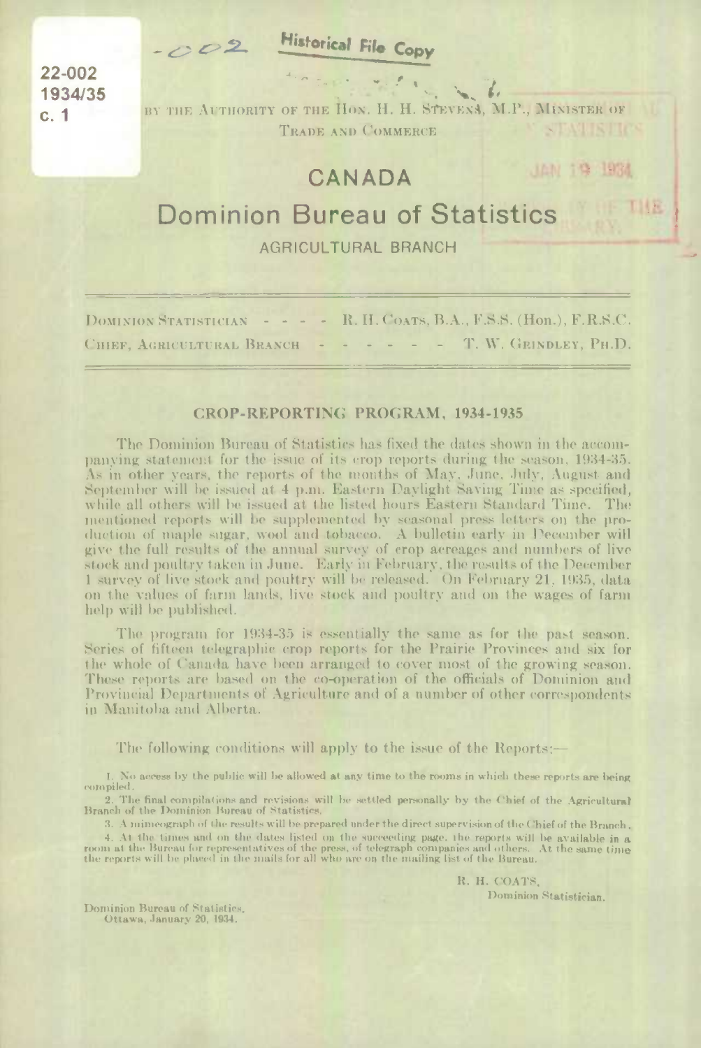22-002
1934/35
c. 1

-002 Historical File Copy

BY THE AUTHORITY OF THE HON. H. H. STEVENS, M.P., MINISTER OF TRADE AND COMMERCE

# CANADA

# Dominion Bureau of Statistics

## AGRICULTURAL BRANCH

DOMINION STATISTICIAN - - - - R. H. COATS, B.A., F.S.S. (Hon.), F.R.S.C.

CHIEF, AGRICULTURAL BRANCH - - - - - - T. W. GRINDLEY, PH.D.

### CROP-REPORTING PROGRAM, 1934-1935

The Dominion Bureau of Statistics has fixed the dates shown in the accompanying statement for the issue of its crop reports during the season, 1934-35. As in other years, the reports of the months of May, June, July, August and September will be issued at 4 p.m. Eastern Daylight Saving Time as specified, while all others will be issued at the listed hours Eastern Standard Time. The mentioned reports will be supplemented by seasonal press letters on the production of maple sugar, wool and tobacco. A bulletin early in December will give the full results of the annual survey of crop acreages and numbers of live stock and poultry taken in June. Early in February, the results of the December 1 survey of live stock and poultry will be released. On February 21, 1935, data on the values of farm lands, live stock and poultry and on the wages of farm help will be published.

The program for 1934-35 is essentially the same as for the past season. Series of fifteen telegraphic crop reports for the Prairie Provinces and six for the whole of Canada have been arranged to cover most of the growing season. These reports are based on the co-operation of the officials of Dominion and Provincial Departments of Agriculture and of a number of other correspondents in Manitoba and Alberta.

The following conditions will apply to the issue of the Reports:—

1. No access by the public will be allowed at any time to the rooms in which these reports are being compiled.
2. The final compilations and revisions will be settled personally by the Chief of the Agricultural Branch of the Dominion Bureau of Statistics.
3. A mimeograph of the results will be prepared under the direct supervision of the Chief of the Branch.
4. At the times and on the dates listed on the succeeding page, the reports will be available in a room at the Bureau for representatives of the press, of telegraph companies and others. At the same time the reports will be placed in the mails for all who are on the mailing list of the Bureau.

R. H. COATS,
Dominion Statistician.

Dominion Bureau of Statistics,
Ottawa, January 20, 1934.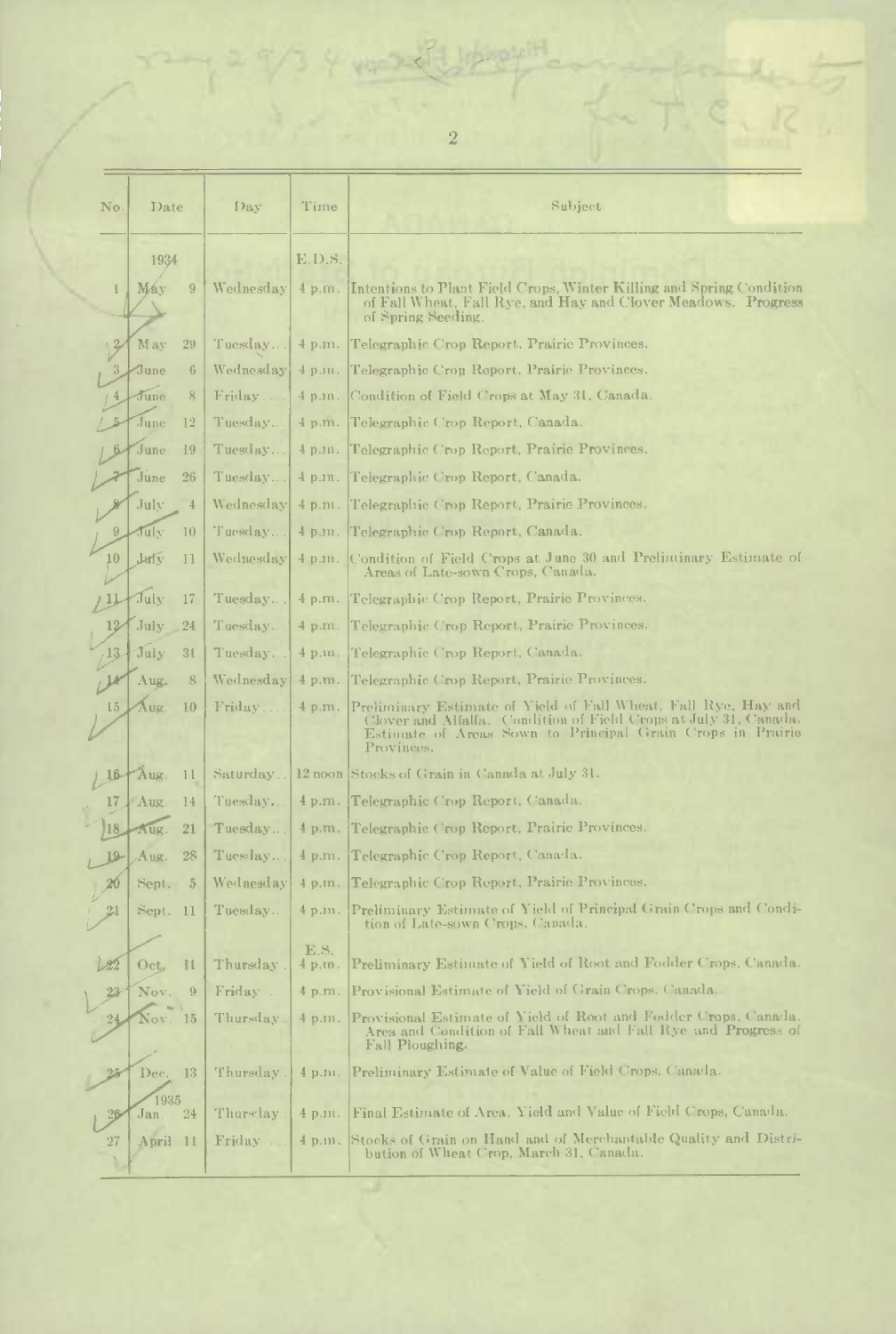| No. | Date | Day | Time | Subject |
|---|---|---|---|---|
| | 1934 | | E.D.S. | |
| 1 | May 9 | Wednesday | 4 p.m. | Intentions to Plant Field Crops, Winter Killing and Spring Condition of Fall Wheat, Fall Rye, and Hay and Clover Meadows. Progress of Spring Seeding. |
| 2 | May 29 | Tuesday... | 4 p.m. | Telegraphic Crop Report, Prairie Provinces. |
| 3 | June 6 | Wednesday | 4 p.m. | Telegraphic Crop Report, Prairie Provinces. |
| 4 | June 8 | Friday.... | 4 p.m. | Condition of Field Crops at May 31, Canada. |
| 5 | June 12 | Tuesday... | 4 p.m. | Telegraphic Crop Report, Canada. |
| 6 | June 19 | Tuesday... | 4 p.m. | Telegraphic Crop Report, Prairie Provinces. |
| 7 | June 26 | Tuesday... | 4 p.m. | Telegraphic Crop Report, Canada. |
| 8 | July 4 | Wednesday | 4 p.m. | Telegraphic Crop Report, Prairie Provinces. |
| 9 | July 10 | Tuesday... | 4 p.m. | Telegraphic Crop Report, Canada. |
| 10 | July 11 | Wednesday | 4 p.m. | Condition of Field Crops at June 30 and Preliminary Estimate of Areas of Late-sown Crops, Canada. |
| 11 | July 17 | Tuesday... | 4 p.m. | Telegraphic Crop Report, Prairie Provinces. |
| 12 | July 24 | Tuesday... | 4 p.m. | Telegraphic Crop Report, Prairie Provinces. |
| 13 | July 31 | Tuesday... | 4 p.m. | Telegraphic Crop Report, Canada. |
| 14 | Aug. 8 | Wednesday | 4 p.m. | Telegraphic Crop Report, Prairie Provinces. |
| 15 | Aug. 10 | Friday.... | 4 p.m. | Preliminary Estimate of Yield of Fall Wheat, Fall Rye, Hay and Clover and Alfalfa. Condition of Field Crops at July 31, Canada. Estimate of Areas Sown to Principal Grain Crops in Prairie Provinces. |
| 16 | Aug. 11 | Saturday.. | 12 noon | Stocks of Grain in Canada at July 31. |
| 17 | Aug. 14 | Tuesday... | 4 p.m. | Telegraphic Crop Report, Canada. |
| 18 | Aug. 21 | Tuesday... | 4 p.m. | Telegraphic Crop Report, Prairie Provinces. |
| 19 | Aug. 28 | Tuesday... | 4 p.m. | Telegraphic Crop Report, Canada. |
| 20 | Sept. 5 | Wednesday | 4 p.m. | Telegraphic Crop Report, Prairie Provinces. |
| 21 | Sept. 11 | Tuesday... | 4 p.m. | Preliminary Estimate of Yield of Principal Grain Crops and Condition of Late-sown Crops, Canada. |
| | | | E.S. | |
| 22 | Oct. 11 | Thursday. | 4 p.m. | Preliminary Estimate of Yield of Root and Fodder Crops, Canada. |
| 23 | Nov. 9 | Friday... | 4 p.m. | Provisional Estimate of Yield of Grain Crops, Canada. |
| 24 | Nov. 15 | Thursday. | 4 p.m. | Provisional Estimate of Yield of Root and Fodder Crops, Canada. Area and Condition of Fall Wheat and Fall Rye and Progress of Fall Ploughing. |
| 25 | Dec. 13 | Thursday. | 4 p.m. | Preliminary Estimate of Value of Field Crops, Canada. |
| | 1935 | | | |
| 26 | Jan. 24 | Thursday. | 4 p.m. | Final Estimate of Area, Yield and Value of Field Crops, Canada. |
| 27 | April 11 | Friday... | 4 p.m. | Stocks of Grain on Hand and of Merchantable Quality and Distribution of Wheat Crop, March 31, Canada. |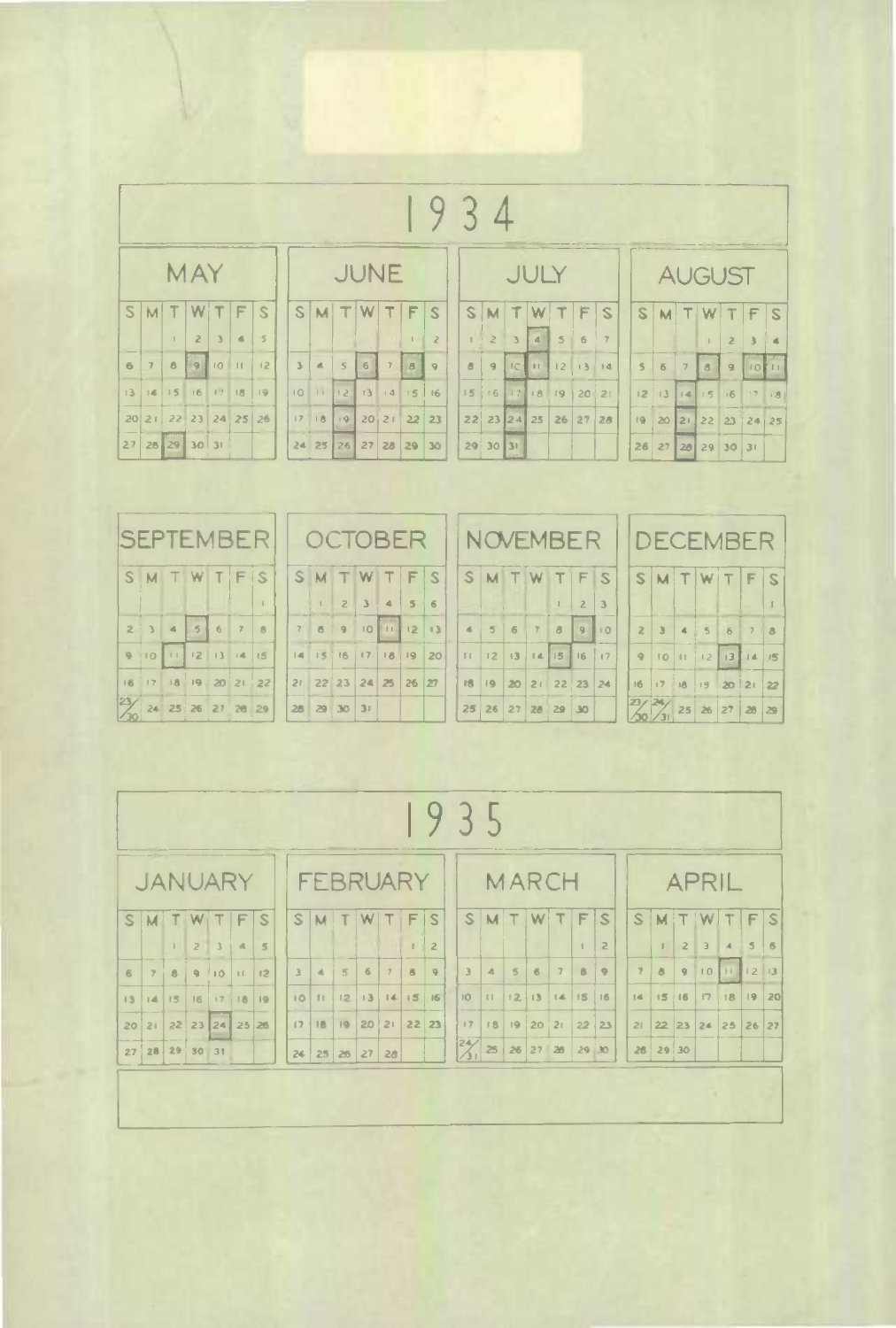# 1934

## MAY

| S | M | T | W | T | F | S |
|---|---|---|---|---|---|---|
| | | 1 | 2 | 3 | 4 | 5 |
| 6 | 7 | 8 | **9** | 10 | 11 | 12 |
| 13 | 14 | 15 | 16 | 17 | 18 | 19 |
| 20 | 21 | 22 | 23 | 24 | 25 | 26 |
| 27 | 28 | **29** | 30 | 31 | | |

## JUNE

| S | M | T | W | T | F | S |
|---|---|---|---|---|---|---|
| | | | | | 1 | 2 |
| 3 | 4 | 5 | **6** | 7 | **8** | 9 |
| 10 | 11 | **12** | 13 | 14 | 15 | 16 |
| 17 | 18 | **19** | 20 | 21 | 22 | 23 |
| 24 | 25 | **26** | 27 | 28 | 29 | 30 |

## JULY

| S | M | T | W | T | F | S |
|---|---|---|---|---|---|---|
| 1 | 2 | 3 | **4** | 5 | 6 | 7 |
| 8 | 9 | **10** | **11** | 12 | 13 | 14 |
| 15 | 16 | **17** | 18 | 19 | 20 | 21 |
| 22 | 23 | **24** | 25 | 26 | 27 | 28 |
| 29 | 30 | **31** | | | | |

## AUGUST

| S | M | T | W | T | F | S |
|---|---|---|---|---|---|---|
| | | | 1 | 2 | 3 | 4 |
| 5 | 6 | 7 | **8** | 9 | **10** | **11** |
| 12 | 13 | **14** | 15 | 16 | 17 | 18 |
| 19 | 20 | **21** | 22 | 23 | 24 | 25 |
| 26 | 27 | **28** | 29 | 30 | 31 | |

## SEPTEMBER

| S | M | T | W | T | F | S |
|---|---|---|---|---|---|---|
| | | | | | | 1 |
| 2 | 3 | 4 | **5** | 6 | 7 | 8 |
| 9 | 10 | **11** | 12 | 13 | 14 | 15 |
| 16 | 17 | 18 | 19 | 20 | 21 | 22 |
| 23/30 | 24 | 25 | 26 | 27 | 28 | 29 |

## OCTOBER

| S | M | T | W | T | F | S |
|---|---|---|---|---|---|---|
| | 1 | 2 | 3 | 4 | 5 | 6 |
| 7 | 8 | 9 | 10 | **11** | 12 | 13 |
| 14 | 15 | 16 | 17 | 18 | 19 | 20 |
| 21 | 22 | 23 | 24 | 25 | 26 | 27 |
| 28 | 29 | 30 | 31 | | | |

## NOVEMBER

| S | M | T | W | T | F | S |
|---|---|---|---|---|---|---|
| | | | | 1 | 2 | 3 |
| 4 | 5 | 6 | 7 | 8 | **9** | 10 |
| 11 | 12 | 13 | 14 | **15** | 16 | 17 |
| 18 | 19 | 20 | 21 | 22 | 23 | 24 |
| 25 | 26 | 27 | 28 | 29 | 30 | |

## DECEMBER

| S | M | T | W | T | F | S |
|---|---|---|---|---|---|---|
| | | | | | | 1 |
| 2 | 3 | 4 | 5 | 6 | 7 | 8 |
| 9 | 10 | 11 | 12 | **13** | 14 | 15 |
| 16 | 17 | 18 | 19 | 20 | 21 | 22 |
| 23/30 | 24/31 | 25 | 26 | 27 | 28 | 29 |

# 1935

## JANUARY

| S | M | T | W | T | F | S |
|---|---|---|---|---|---|---|
| | | 1 | 2 | 3 | 4 | 5 |
| 6 | 7 | 8 | 9 | 10 | 11 | 12 |
| 13 | 14 | 15 | 16 | 17 | 18 | 19 |
| 20 | 21 | 22 | 23 | **24** | 25 | 26 |
| 27 | 28 | 29 | 30 | 31 | | |

## FEBRUARY

| S | M | T | W | T | F | S |
|---|---|---|---|---|---|---|
| | | | | | 1 | 2 |
| 3 | 4 | 5 | 6 | 7 | 8 | 9 |
| 10 | 11 | 12 | 13 | 14 | 15 | 16 |
| 17 | 18 | 19 | 20 | 21 | 22 | 23 |
| 24 | 25 | 26 | 27 | 28 | | |

## MARCH

| S | M | T | W | T | F | S |
|---|---|---|---|---|---|---|
| | | | | | 1 | 2 |
| 3 | 4 | 5 | 6 | 7 | 8 | 9 |
| 10 | 11 | 12 | 13 | 14 | 15 | 16 |
| 17 | 18 | 19 | 20 | 21 | 22 | 23 |
| 24/31 | 25 | 26 | 27 | 28 | 29 | 30 |

## APRIL

| S | M | T | W | T | F | S |
|---|---|---|---|---|---|---|
| | 1 | 2 | 3 | 4 | 5 | 6 |
| 7 | 8 | 9 | 10 | **11** | 12 | 13 |
| 14 | 15 | 16 | 17 | 18 | 19 | 20 |
| 21 | 22 | 23 | 24 | 25 | 26 | 27 |
| 28 | 29 | 30 | | | | |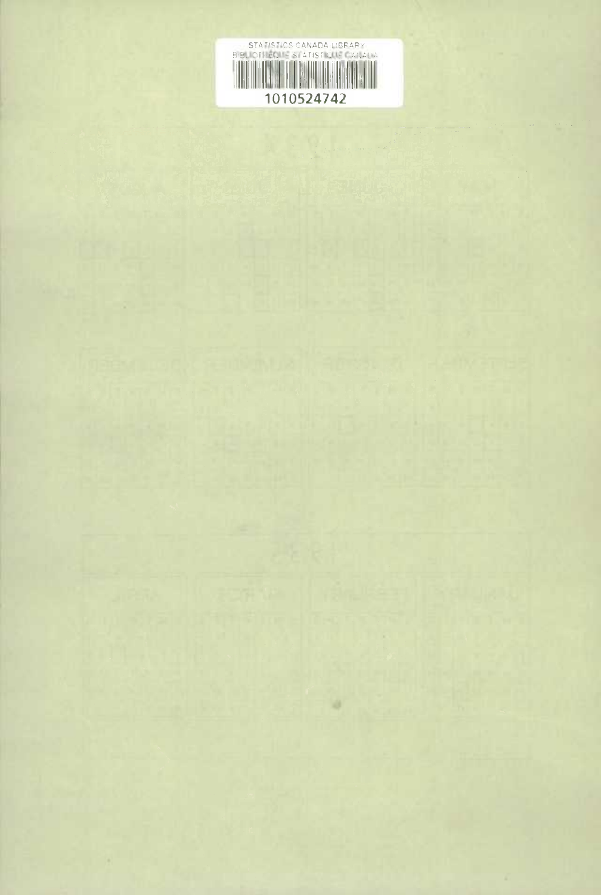STATISTICS CANADA LIBRARY
BIBLIOTHÈQUE STATISTIQUE CANADA

1010524742